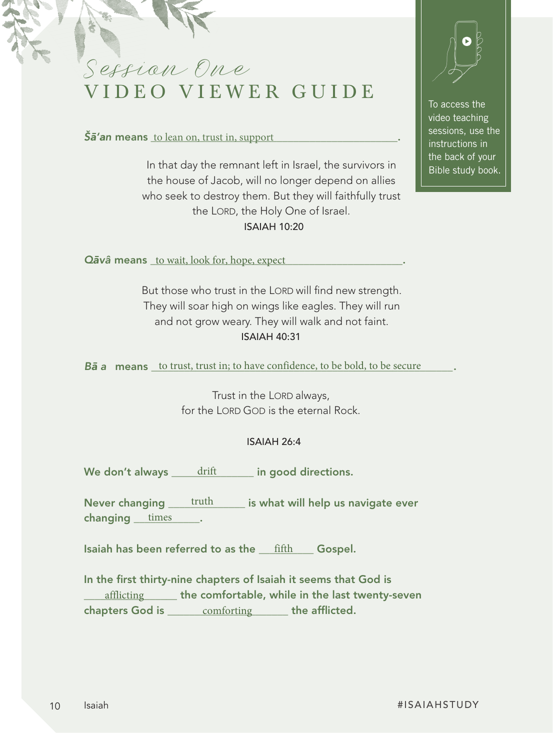# *Session One*
# VIDEO VIEWER GUIDE

To access the video teaching sessions, use the instructions in the back of your Bible study book.

***Šā'an*** **means** to lean on, trust in, support.

> In that day the remnant left in Israel, the survivors in the house of Jacob, will no longer depend on allies who seek to destroy them. But they will faithfully trust the LORD, the Holy One of Israel.
> ISAIAH 10:20

***Qāvâ*** **means** to wait, look for, hope, expect.

> But those who trust in the LORD will find new strength. They will soar high on wings like eagles. They will run and not grow weary. They will walk and not faint.
> ISAIAH 40:31

***Bā a*** **means** to trust, trust in; to have confidence, to be bold, to be secure.

> Trust in the LORD always,
> for the LORD GOD is the eternal Rock.
> ISAIAH 26:4

**We don't always** drift **in good directions.**

**Never changing** truth **is what will help us navigate ever changing** times**.**

**Isaiah has been referred to as the** fifth **Gospel.**

**In the first thirty-nine chapters of Isaiah it seems that God is** afflicting **the comfortable, while in the last twenty-seven chapters God is** comforting **the afflicted.**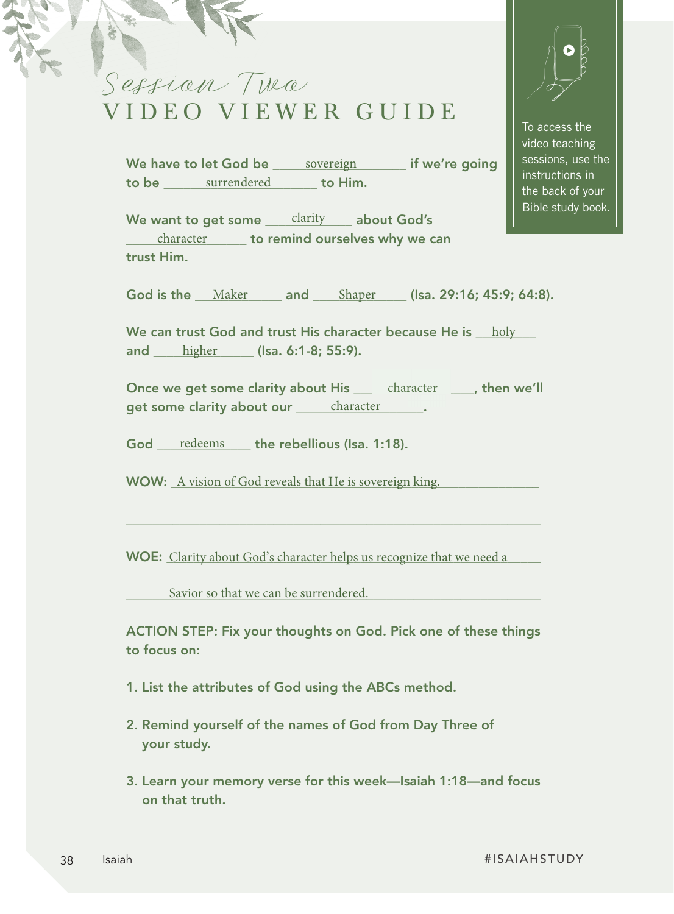# Session Two
## VIDEO VIEWER GUIDE

To access the video teaching sessions, use the instructions in the back of your Bible study book.

**We have to let God be** sovereign **if we're going to be** surrendered **to Him.**

**We want to get some** clarity **about God's** character **to remind ourselves why we can trust Him.**

**God is the** Maker **and** Shaper **(Isa. 29:16; 45:9; 64:8).**

**We can trust God and trust His character because He is** holy **and** higher **(Isa. 6:1-8; 55:9).**

**Once we get some clarity about His** character**, then we'll get some clarity about our** character**.**

**God** redeems **the rebellious (Isa. 1:18).**

**WOW:** A vision of God reveals that He is sovereign king.

**WOE:** Clarity about God's character helps us recognize that we need a Savior so that we can be surrendered.

**ACTION STEP: Fix your thoughts on God. Pick one of these things to focus on:**

1. **List the attributes of God using the ABCs method.**
2. **Remind yourself of the names of God from Day Three of your study.**
3. **Learn your memory verse for this week—Isaiah 1:18—and focus on that truth.**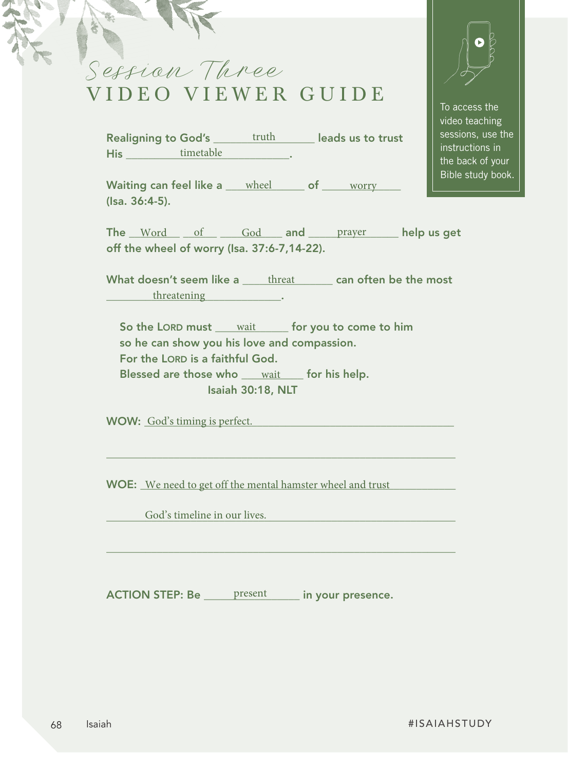# Session Three
## VIDEO VIEWER GUIDE

To access the video teaching sessions, use the instructions in the back of your Bible study book.

**Realigning to God's** truth **leads us to trust His** timetable**.**

**Waiting can feel like a** wheel **of** worry **(Isa. 36:4-5).**

**The** Word of God **and** prayer **help us get off the wheel of worry (Isa. 37:6-7,14-22).**

**What doesn't seem like a** threat **can often be the most** threatening**.**

> **So the LORD must** wait **for you to come to him**
> **so he can show you his love and compassion.**
> **For the LORD is a faithful God.**
> **Blessed are those who** wait **for his help.**
> **Isaiah 30:18, NLT**

**WOW:** God's timing is perfect.

**WOE:** We need to get off the mental hamster wheel and trust God's timeline in our lives.

**ACTION STEP: Be** present **in your presence.**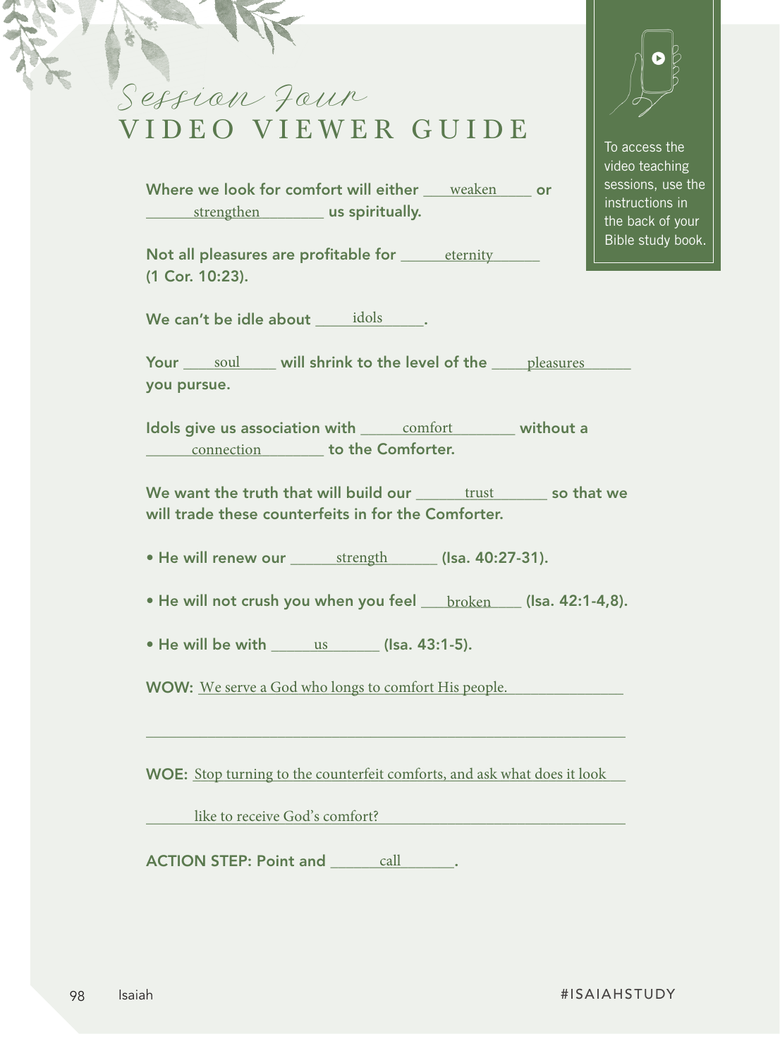# *Session Four*
## VIDEO VIEWER GUIDE

To access the video teaching sessions, use the instructions in the back of your Bible study book.

**Where we look for comfort will either** weaken **or** strengthen **us spiritually.**

**Not all pleasures are profitable for** eternity **(1 Cor. 10:23).**

**We can't be idle about** idols**.**

**Your** soul **will shrink to the level of the** pleasures **you pursue.**

**Idols give us association with** comfort **without a** connection **to the Comforter.**

**We want the truth that will build our** trust **so that we will trade these counterfeits in for the Comforter.**

- **He will renew our** strength **(Isa. 40:27-31).**
- **He will not crush you when you feel** broken **(Isa. 42:1-4,8).**
- **He will be with** us **(Isa. 43:1-5).**

**WOW:** We serve a God who longs to comfort His people.

**WOE:** Stop turning to the counterfeit comforts, and ask what does it look like to receive God's comfort?

**ACTION STEP: Point and** call**.**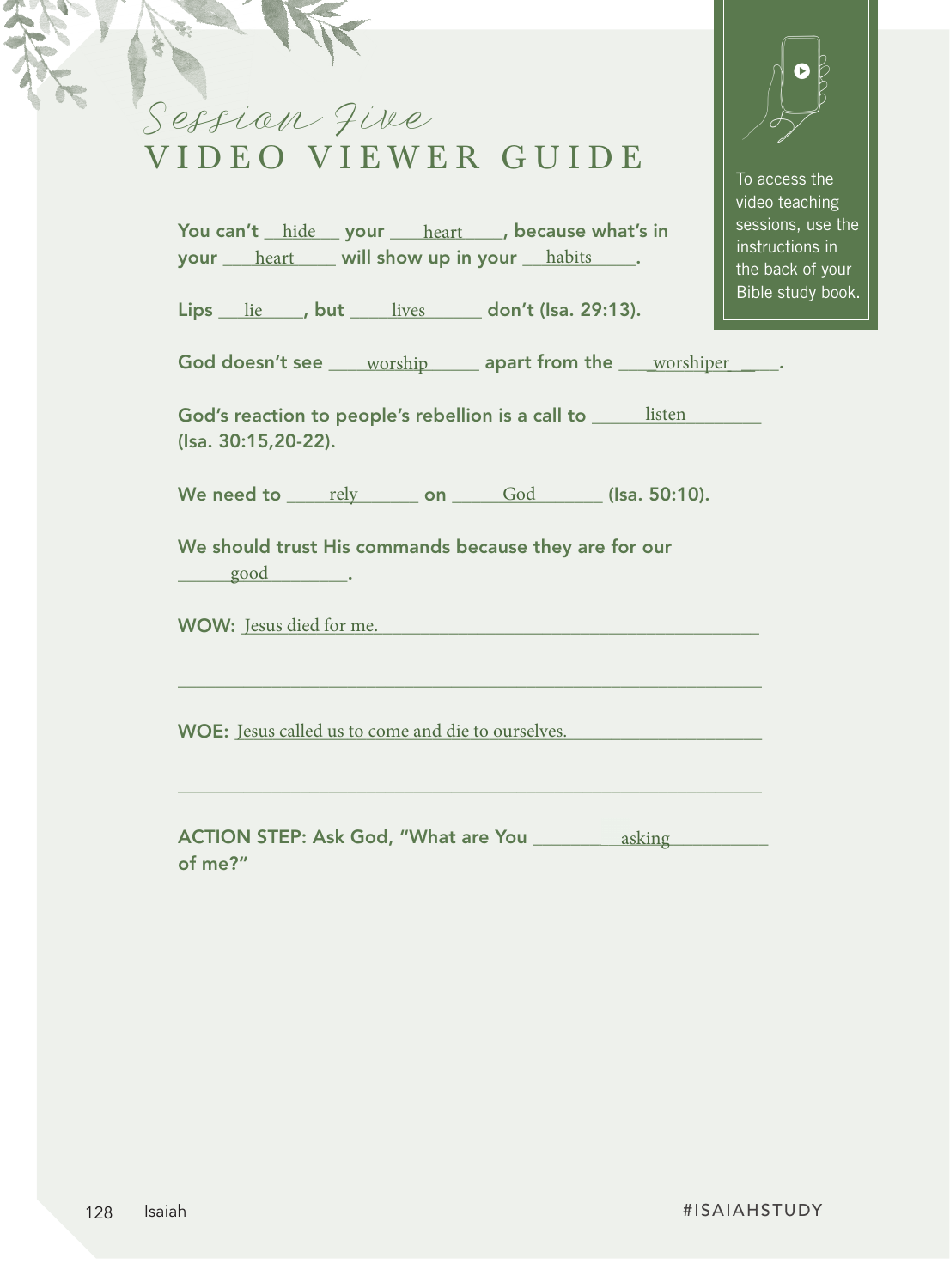# *Session Five*
## VIDEO VIEWER GUIDE

To access the video teaching sessions, use the instructions in the back of your Bible study book.

You can't hide your heart, because what's in your heart will show up in your habits.

Lips lie, but lives don't (Isa. 29:13).

God doesn't see worship apart from the worshiper.

God's reaction to people's rebellion is a call to listen (Isa. 30:15,20-22).

We need to rely on God (Isa. 50:10).

We should trust His commands because they are for our good.

**WOW:** Jesus died for me.

**WOE:** Jesus called us to come and die to ourselves.

**ACTION STEP:** Ask God, "What are You asking of me?"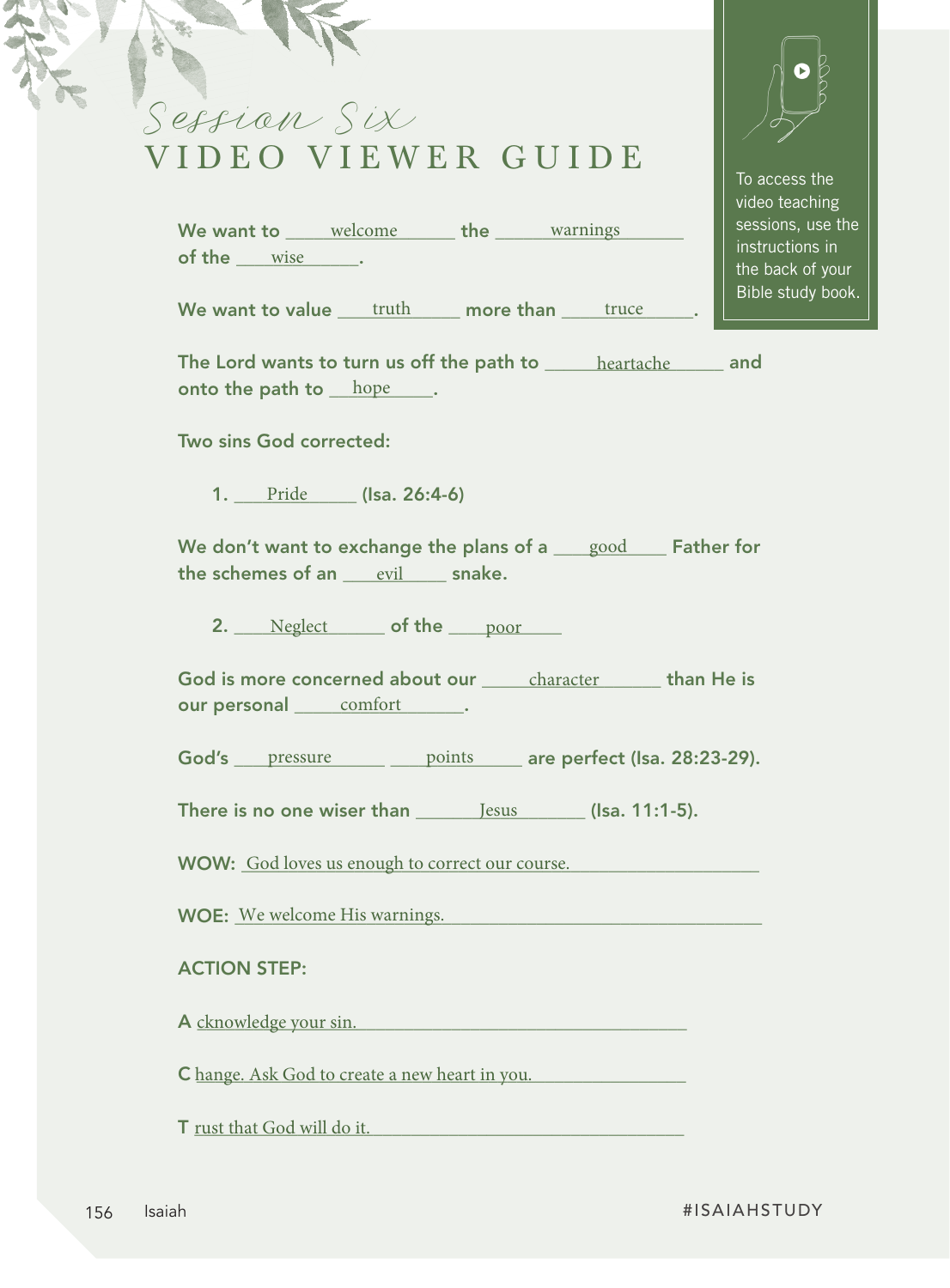# *Session Six*
# VIDEO VIEWER GUIDE

To access the video teaching sessions, use the instructions in the back of your Bible study book.

**We want to** welcome **the** warnings **of the** wise**.**

**We want to value** truth **more than** truce**.**

**The Lord wants to turn us off the path to** heartache **and onto the path to** hope**.**

**Two sins God corrected:**

1. Pride **(Isa. 26:4-6)**

**We don't want to exchange the plans of a** good **Father for the schemes of an** evil **snake.**

2. Neglect **of the** poor

**God is more concerned about our** character **than He is our personal** comfort**.**

**God's** pressure points **are perfect (Isa. 28:23-29).**

**There is no one wiser than** Jesus **(Isa. 11:1-5).**

**WOW:** God loves us enough to correct our course.

**WOE:** We welcome His warnings.

**ACTION STEP:**

**A** cknowledge your sin.

**C** hange. Ask God to create a new heart in you.

**T** rust that God will do it.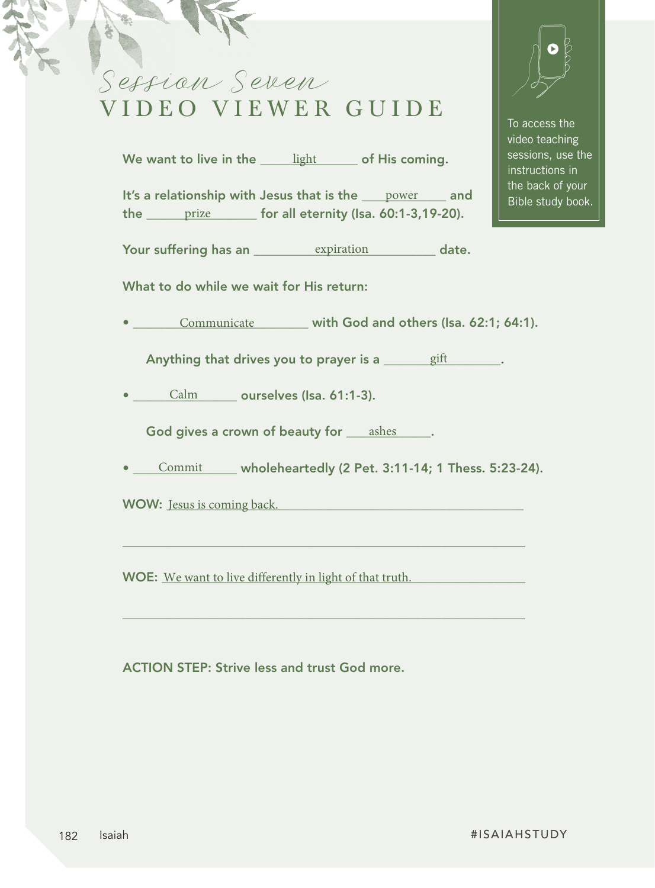# Session Seven

## VIDEO VIEWER GUIDE

To access the video teaching sessions, use the instructions in the back of your Bible study book.

We want to live in the ___light___ of His coming.

It's a relationship with Jesus that is the ___power___ and the ___prize___ for all eternity (Isa. 60:1-3,19-20).

Your suffering has an ___expiration___ date.

What to do while we wait for His return:

- ___Communicate___ with God and others (Isa. 62:1; 64:1).

  Anything that drives you to prayer is a ___gift___.

- ___Calm___ ourselves (Isa. 61:1-3).

  God gives a crown of beauty for ___ashes___.

- ___Commit___ wholeheartedly (2 Pet. 3:11-14; 1 Thess. 5:23-24).

WOW: Jesus is coming back.

WOE: We want to live differently in light of that truth.

ACTION STEP: Strive less and trust God more.